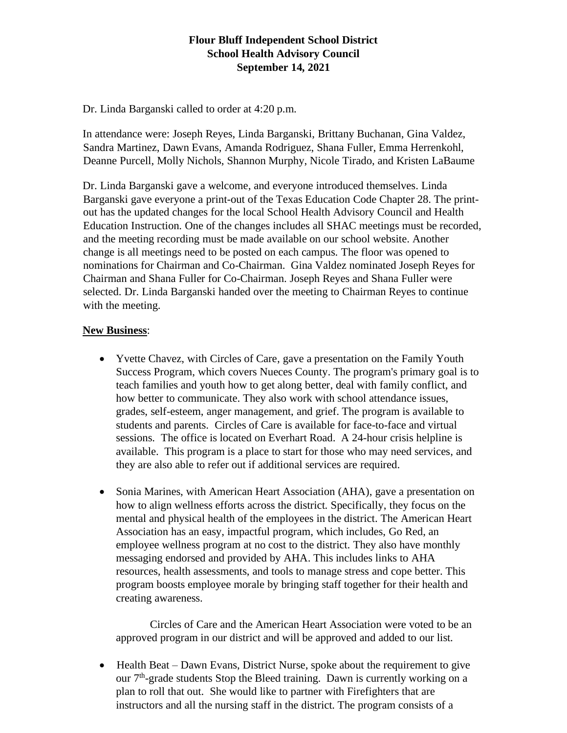**Flour Bluff Independent School District**
**School Health Advisory Council**
**September 14, 2021**

Dr. Linda Barganski called to order at 4:20 p.m.

In attendance were: Joseph Reyes, Linda Barganski, Brittany Buchanan, Gina Valdez, Sandra Martinez, Dawn Evans, Amanda Rodriguez, Shana Fuller, Emma Herrenkohl, Deanne Purcell, Molly Nichols, Shannon Murphy, Nicole Tirado, and Kristen LaBaume

Dr. Linda Barganski gave a welcome, and everyone introduced themselves. Linda Barganski gave everyone a print-out of the Texas Education Code Chapter 28. The print-out has the updated changes for the local School Health Advisory Council and Health Education Instruction. One of the changes includes all SHAC meetings must be recorded, and the meeting recording must be made available on our school website. Another change is all meetings need to be posted on each campus. The floor was opened to nominations for Chairman and Co-Chairman. Gina Valdez nominated Joseph Reyes for Chairman and Shana Fuller for Co-Chairman. Joseph Reyes and Shana Fuller were selected. Dr. Linda Barganski handed over the meeting to Chairman Reyes to continue with the meeting.

**New Business**:

- Yvette Chavez, with Circles of Care, gave a presentation on the Family Youth Success Program, which covers Nueces County. The program's primary goal is to teach families and youth how to get along better, deal with family conflict, and how better to communicate. They also work with school attendance issues, grades, self-esteem, anger management, and grief. The program is available to students and parents. Circles of Care is available for face-to-face and virtual sessions. The office is located on Everhart Road. A 24-hour crisis helpline is available. This program is a place to start for those who may need services, and they are also able to refer out if additional services are required.

- Sonia Marines, with American Heart Association (AHA), gave a presentation on how to align wellness efforts across the district. Specifically, they focus on the mental and physical health of the employees in the district. The American Heart Association has an easy, impactful program, which includes, Go Red, an employee wellness program at no cost to the district. They also have monthly messaging endorsed and provided by AHA. This includes links to AHA resources, health assessments, and tools to manage stress and cope better. This program boosts employee morale by bringing staff together for their health and creating awareness.

  Circles of Care and the American Heart Association were voted to be an approved program in our district and will be approved and added to our list.

- Health Beat – Dawn Evans, District Nurse, spoke about the requirement to give our 7th-grade students Stop the Bleed training. Dawn is currently working on a plan to roll that out. She would like to partner with Firefighters that are instructors and all the nursing staff in the district. The program consists of a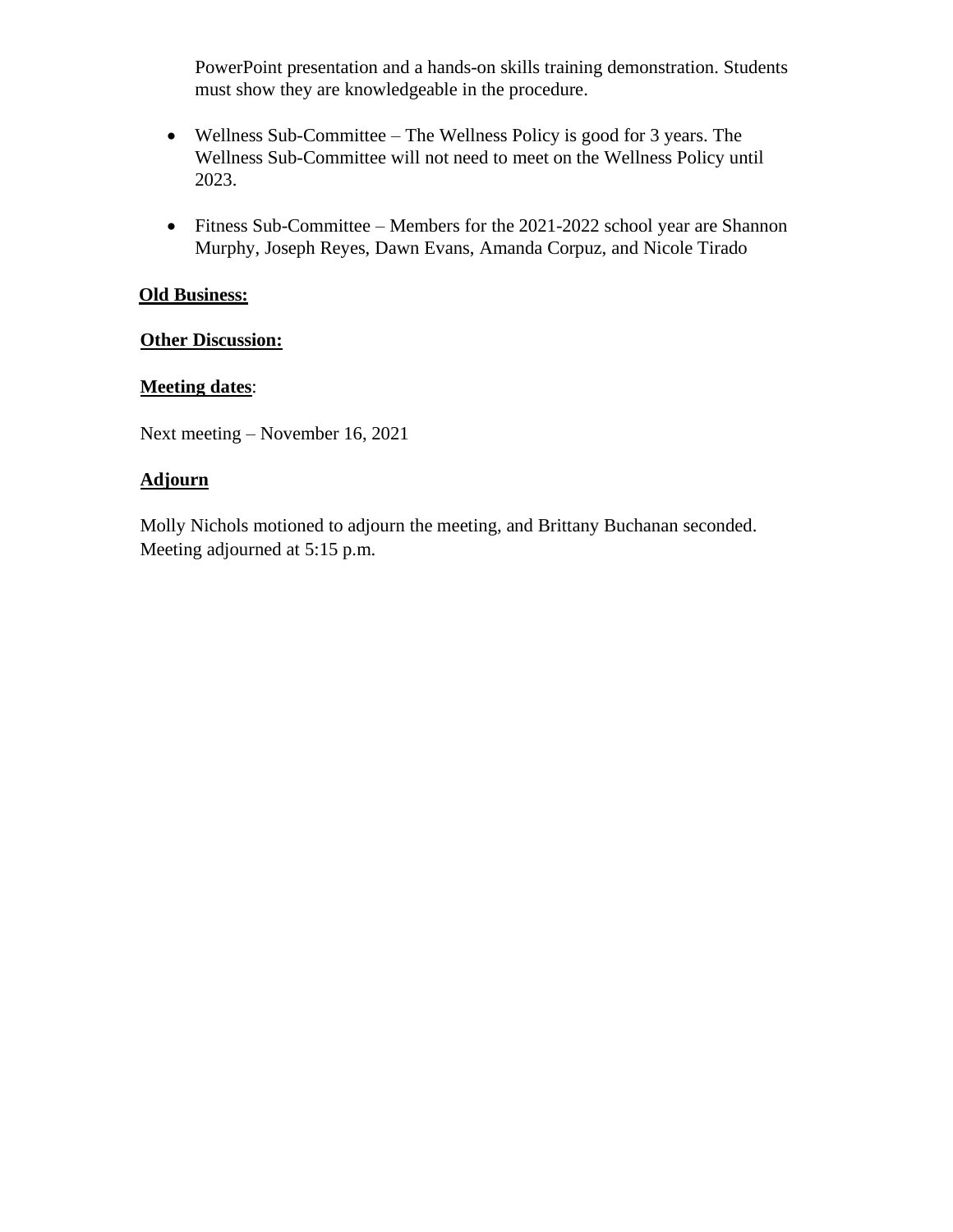PowerPoint presentation and a hands-on skills training demonstration. Students must show they are knowledgeable in the procedure.

- Wellness Sub-Committee – The Wellness Policy is good for 3 years. The Wellness Sub-Committee will not need to meet on the Wellness Policy until 2023.
- Fitness Sub-Committee – Members for the 2021-2022 school year are Shannon Murphy, Joseph Reyes, Dawn Evans, Amanda Corpuz, and Nicole Tirado

**Old Business:**

**Other Discussion:**

**Meeting dates**:

Next meeting – November 16, 2021

**Adjourn**

Molly Nichols motioned to adjourn the meeting, and Brittany Buchanan seconded. Meeting adjourned at 5:15 p.m.